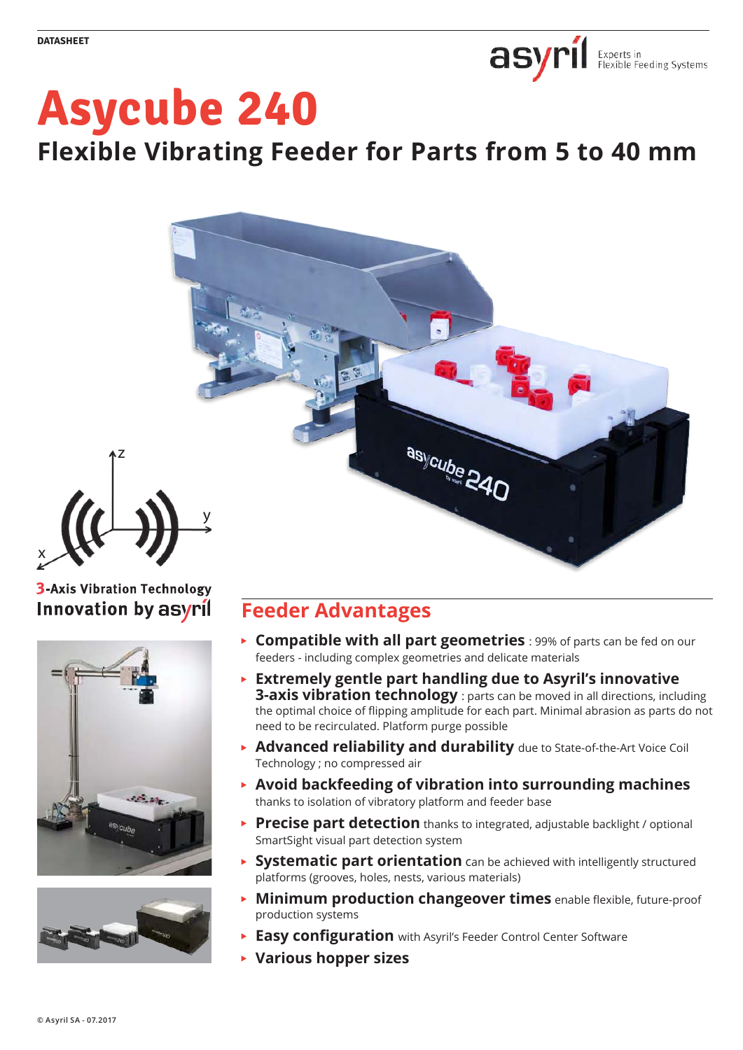DATASHEET

# Asycube 240

## Flexible Vibrating Feeder for Parts from 5 to 40 mm

3-Axis Vibration Technology
Innovation by asyril

## Feeder Advantages

- **Compatible with all part geometries** : 99% of parts can be fed on our feeders - including complex geometries and delicate materials
- **Extremely gentle part handling due to Asyril's innovative 3-axis vibration technology** : parts can be moved in all directions, including the optimal choice of flipping amplitude for each part. Minimal abrasion as parts do not need to be recirculated. Platform purge possible
- **Advanced reliability and durability** due to State-of-the-Art Voice Coil Technology ; no compressed air
- **Avoid backfeeding of vibration into surrounding machines** thanks to isolation of vibratory platform and feeder base
- **Precise part detection** thanks to integrated, adjustable backlight / optional SmartSight visual part detection system
- **Systematic part orientation** can be achieved with intelligently structured platforms (grooves, holes, nests, various materials)
- **Minimum production changeover times** enable flexible, future-proof production systems
- **Easy configuration** with Asyril's Feeder Control Center Software
- **Various hopper sizes**

© Asyril SA - 07.2017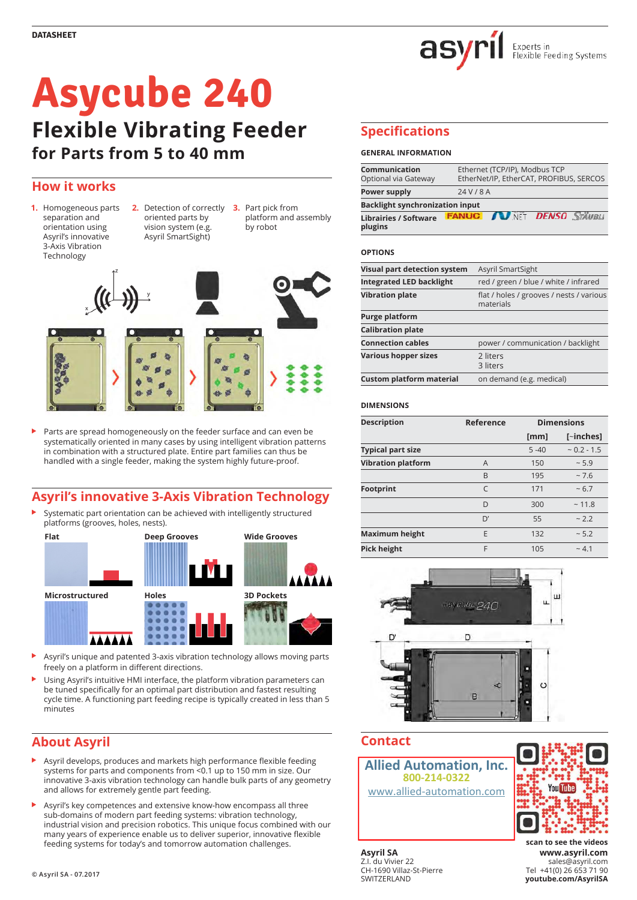DATASHEET

# Asycube 240

## Flexible Vibrating Feeder

### for Parts from 5 to 40 mm

## How it works

1. Homogeneous parts separation and orientation using Asyril's innovative 3-Axis Vibration Technology
2. Detection of correctly oriented parts by vision system (e.g. Asyril SmartSight)
3. Part pick from platform and assembly by robot

- Parts are spread homogeneously on the feeder surface and can even be systematically oriented in many cases by using intelligent vibration patterns in combination with a structured plate. Entire part families can thus be handled with a single feeder, making the system highly future-proof.

## Asyril's innovative 3-Axis Vibration Technology

- Systematic part orientation can be achieved with intelligently structured platforms (grooves, holes, nests).

Flat

Deep Grooves

Wide Grooves

Microstructured

Holes

3D Pockets

- Asyril's unique and patented 3-axis vibration technology allows moving parts freely on a platform in different directions.
- Using Asyril's intuitive HMI interface, the platform vibration parameters can be tuned specifically for an optimal part distribution and fastest resulting cycle time. A functioning part feeding recipe is typically created in less than 5 minutes

## About Asyril

- Asyril develops, produces and markets high performance flexible feeding systems for parts and components from <0.1 up to 150 mm in size. Our innovative 3-axis vibration technology can handle bulk parts of any geometry and allows for extremely gentle part feeding.
- Asyril's key competences and extensive know-how encompass all three sub-domains of modern part feeding systems: vibration technology, industrial vision and precision robotics. This unique focus combined with our many years of experience enable us to deliver superior, innovative flexible feeding systems for today's and tomorrow automation challenges.

© Asyril SA - 07.2017

## Specifications

**GENERAL INFORMATION**

| | |
|---|---|
| **Communication** Optional via Gateway | Ethernet (TCP/IP), Modbus TCP EtherNet/IP, EtherCAT, PROFIBUS, SERCOS |
| **Power supply** | 24 V / 8 A |
| **Backlight synchronization input** | |
| **Librairies / Software plugins** | FANUC, NET, DENSO, STÄUBLI |

**OPTIONS**

| | |
|---|---|
| **Visual part detection system** | Asyril SmartSight |
| **Integrated LED backlight** | red / green / blue / white / infrared |
| **Vibration plate** | flat / holes / grooves / nests / various materials |
| **Purge platform** | |
| **Calibration plate** | |
| **Connection cables** | power / communication / backlight |
| **Various hopper sizes** | 2 liters<br>3 liters |
| **Custom platform material** | on demand (e.g. medical) |

**DIMENSIONS**

| Description | Reference | Dimensions | |
|---|---|---|---|
| | | [mm] | [~inches] |
| **Typical part size** | | 5 -40 | ~ 0.2 - 1.5 |
| **Vibration platform** | A | 150 | ~ 5.9 |
| | B | 195 | ~ 7.6 |
| **Footprint** | C | 171 | ~ 6.7 |
| | D | 300 | ~ 11.8 |
| | D' | 55 | ~ 2.2 |
| **Maximum height** | E | 132 | ~ 5.2 |
| **Pick height** | F | 105 | ~ 4.1 |

## Contact

**Allied Automation, Inc.**
800-214-0322
www.allied-automation.com

scan to see the videos

**Asyril SA**
Z.I. du Vivier 22
CH-1690 Villaz-St-Pierre
SWITZERLAND

**www.asyril.com**
sales@asyril.com
Tel +41(0) 26 653 71 90
**youtube.com/AsyrilSA**